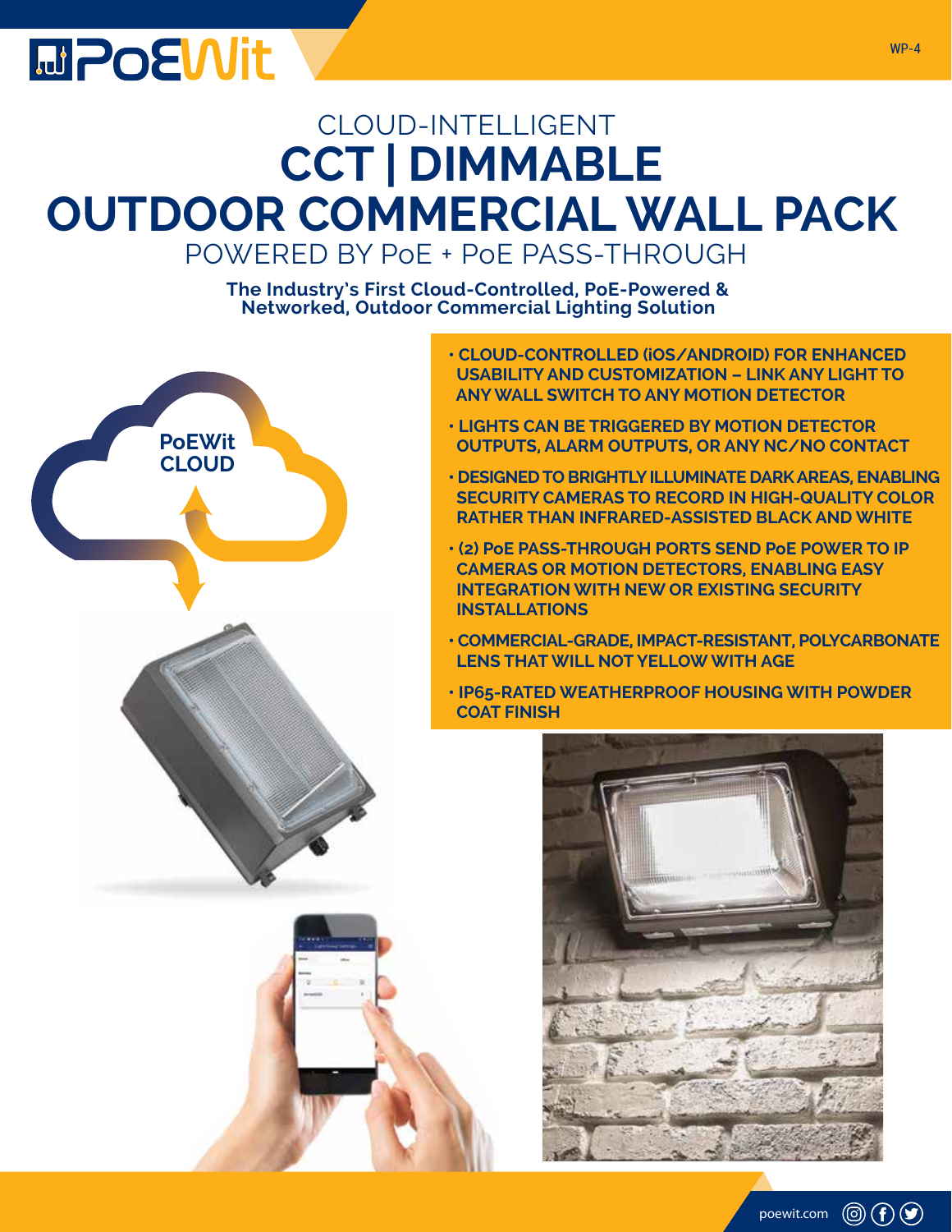# CLOUD-INTELLIGENT

# CCT | DIMMABLE OUTDOOR COMMERCIAL WALL PACK

## POWERED BY PoE + PoE PASS-THROUGH

**The Industry's First Cloud-Controlled, PoE-Powered & Networked, Outdoor Commercial Lighting Solution**

PoEWit CLOUD

- **CLOUD-CONTROLLED (iOS/ANDROID) FOR ENHANCED USABILITY AND CUSTOMIZATION – LINK ANY LIGHT TO ANY WALL SWITCH TO ANY MOTION DETECTOR**
- **LIGHTS CAN BE TRIGGERED BY MOTION DETECTOR OUTPUTS, ALARM OUTPUTS, OR ANY NC/NO CONTACT**
- **DESIGNED TO BRIGHTLY ILLUMINATE DARK AREAS, ENABLING SECURITY CAMERAS TO RECORD IN HIGH-QUALITY COLOR RATHER THAN INFRARED-ASSISTED BLACK AND WHITE**
- **(2) PoE PASS-THROUGH PORTS SEND PoE POWER TO IP CAMERAS OR MOTION DETECTORS, ENABLING EASY INTEGRATION WITH NEW OR EXISTING SECURITY INSTALLATIONS**
- **COMMERCIAL-GRADE, IMPACT-RESISTANT, POLYCARBONATE LENS THAT WILL NOT YELLOW WITH AGE**
- **IP65-RATED WEATHERPROOF HOUSING WITH POWDER COAT FINISH**

poewit.com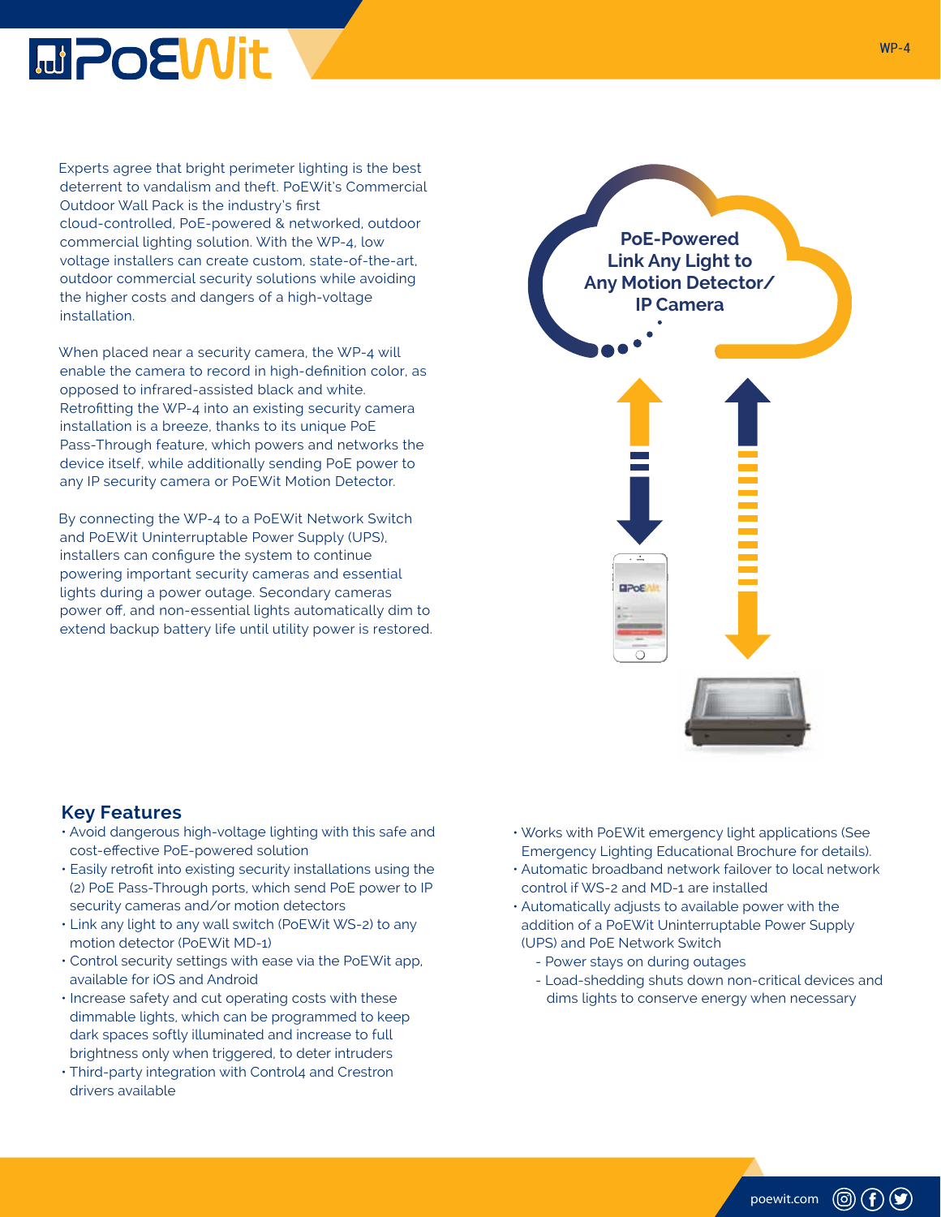Experts agree that bright perimeter lighting is the best deterrent to vandalism and theft. PoEWit's Commercial Outdoor Wall Pack is the industry's first cloud-controlled, PoE-powered & networked, outdoor commercial lighting solution. With the WP-4, low voltage installers can create custom, state-of-the-art, outdoor commercial security solutions while avoiding the higher costs and dangers of a high-voltage installation.

When placed near a security camera, the WP-4 will enable the camera to record in high-definition color, as opposed to infrared-assisted black and white. Retrofitting the WP-4 into an existing security camera installation is a breeze, thanks to its unique PoE Pass-Through feature, which powers and networks the device itself, while additionally sending PoE power to any IP security camera or PoEWit Motion Detector.

By connecting the WP-4 to a PoEWit Network Switch and PoEWit Uninterruptable Power Supply (UPS), installers can configure the system to continue powering important security cameras and essential lights during a power outage. Secondary cameras power off, and non-essential lights automatically dim to extend backup battery life until utility power is restored.

**PoE-Powered Link Any Light to Any Motion Detector/ IP Camera**

## Key Features

- Avoid dangerous high-voltage lighting with this safe and cost-effective PoE-powered solution
- Easily retrofit into existing security installations using the (2) PoE Pass-Through ports, which send PoE power to IP security cameras and/or motion detectors
- Link any light to any wall switch (PoEWit WS-2) to any motion detector (PoEWit MD-1)
- Control security settings with ease via the PoEWit app, available for iOS and Android
- Increase safety and cut operating costs with these dimmable lights, which can be programmed to keep dark spaces softly illuminated and increase to full brightness only when triggered, to deter intruders
- Third-party integration with Control4 and Crestron drivers available
- Works with PoEWit emergency light applications (See Emergency Lighting Educational Brochure for details).
- Automatic broadband network failover to local network control if WS-2 and MD-1 are installed
- Automatically adjusts to available power with the addition of a PoEWit Uninterruptable Power Supply (UPS) and PoE Network Switch
  - Power stays on during outages
  - Load-shedding shuts down non-critical devices and dims lights to conserve energy when necessary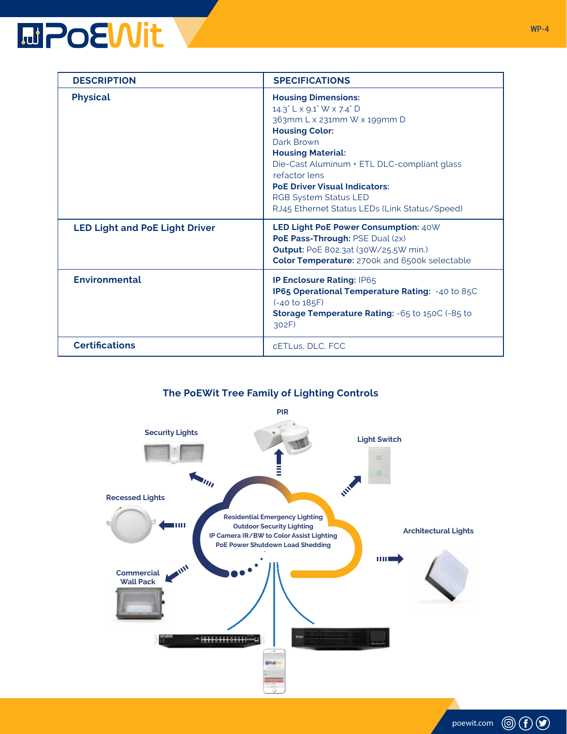| DESCRIPTION | SPECIFICATIONS |
| --- | --- |
| **Physical** | **Housing Dimensions:** 14.3" L x 9.1" W x 7.4" D 363mm L x 231mm W x 199mm D **Housing Color:** Dark Brown **Housing Material:** Die-Cast Aluminum + ETL DLC-compliant glass refactor lens **PoE Driver Visual Indicators:** RGB System Status LED RJ45 Ethernet Status LEDs (Link Status/Speed) |
| **LED Light and PoE Light Driver** | **LED Light PoE Power Consumption:** 40W **PoE Pass-Through:** PSE Dual (2x) **Output:** PoE 802.3at (30W/25.5W min.) **Color Temperature:** 2700k and 6500k selectable |
| **Environmental** | **IP Enclosure Rating:** IP65 **IP65 Operational Temperature Rating:** -40 to 85C (-40 to 185F) **Storage Temperature Rating:** -65 to 150C (-85 to 302F) |
| **Certifications** | cETLus, DLC, FCC |

## The PoEWit Tree Family of Lighting Controls

PIR

Security Lights

Light Switch

Recessed Lights

Residential Emergency Lighting
Outdoor Security Lighting
IP Camera IR/BW to Color Assist Lighting
PoE Power Shutdown Load Shedding

Architectural Lights

Commercial Wall Pack